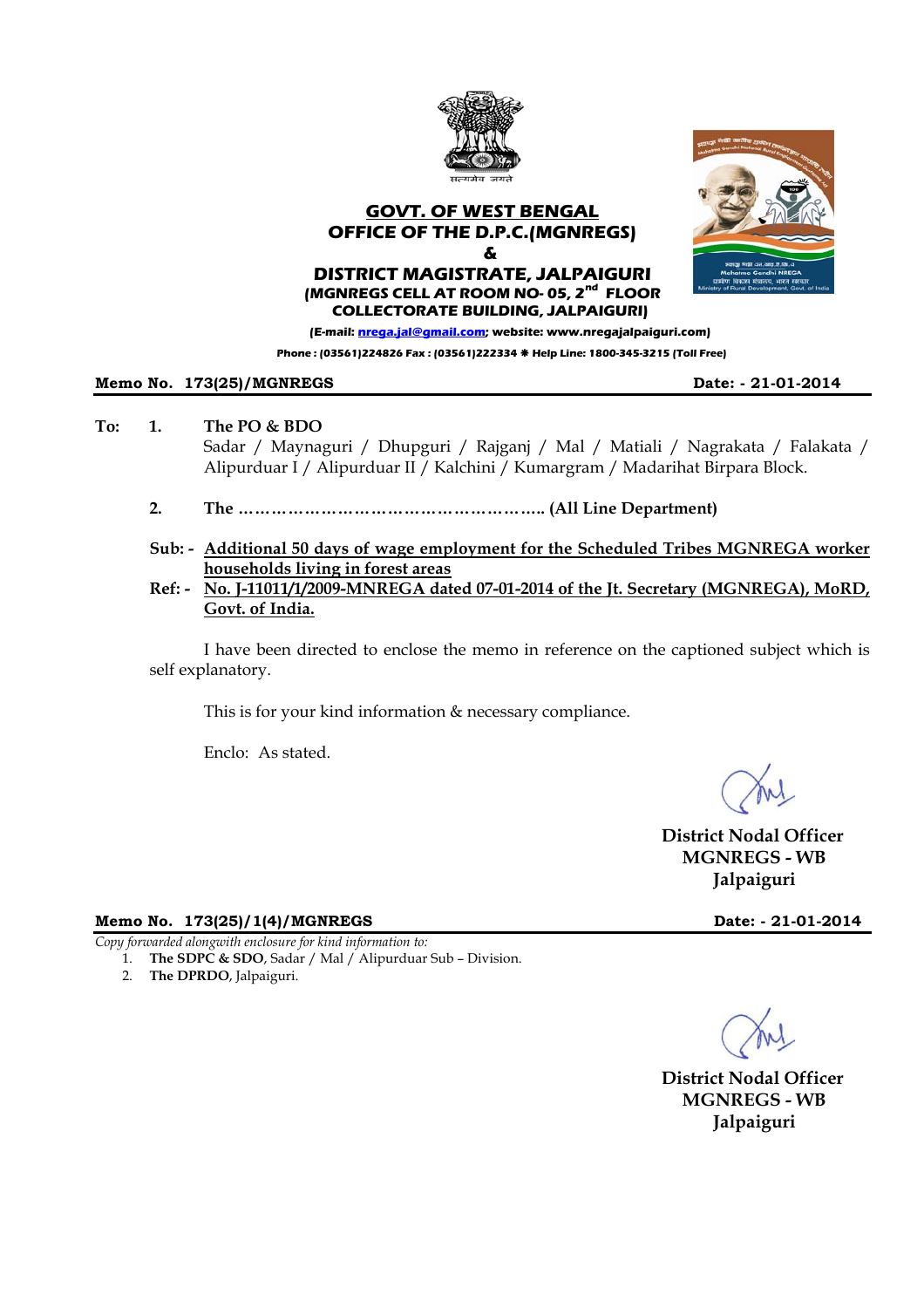# GOVT. OF WEST BENGAL
## OFFICE OF THE D.P.C.(MGNREGS)
## &
## DISTRICT MAGISTRATE, JALPAIGURI

**(MGNREGS CELL AT ROOM NO- 05, 2nd FLOOR COLLECTORATE BUILDING, JALPAIGURI)**

**(E-mail: nrega.jal@gmail.com; website: www.nregajalpaiguri.com)**

**Phone : (03561)224826 Fax : (03561)222334 ✱ Help Line: 1800-345-3215 (Toll Free)**

**Memo No. 173(25)/MGNREGS** **Date: - 21-01-2014**

**To:**

1. **The PO & BDO**
   Sadar / Maynaguri / Dhupguri / Rajganj / Mal / Matiali / Nagrakata / Falakata / Alipurduar I / Alipurduar II / Kalchini / Kumargram / Madarihat Birpara Block.

2. **The ……………………………………………….. (All Line Department)**

**Sub: -** **Additional 50 days of wage employment for the Scheduled Tribes MGNREGA worker households living in forest areas**

**Ref: -** **No. J-11011/1/2009-MNREGA dated 07-01-2014 of the Jt. Secretary (MGNREGA), MoRD, Govt. of India.**

I have been directed to enclose the memo in reference on the captioned subject which is self explanatory.

This is for your kind information & necessary compliance.

Enclo: As stated.

**District Nodal Officer**
**MGNREGS - WB**
**Jalpaiguri**

**Memo No. 173(25)/1(4)/MGNREGS** **Date: - 21-01-2014**

*Copy forwarded alongwith enclosure for kind information to:*

1. **The SDPC & SDO**, Sadar / Mal / Alipurduar Sub – Division.
2. **The DPRDO**, Jalpaiguri.

**District Nodal Officer**
**MGNREGS - WB**
**Jalpaiguri**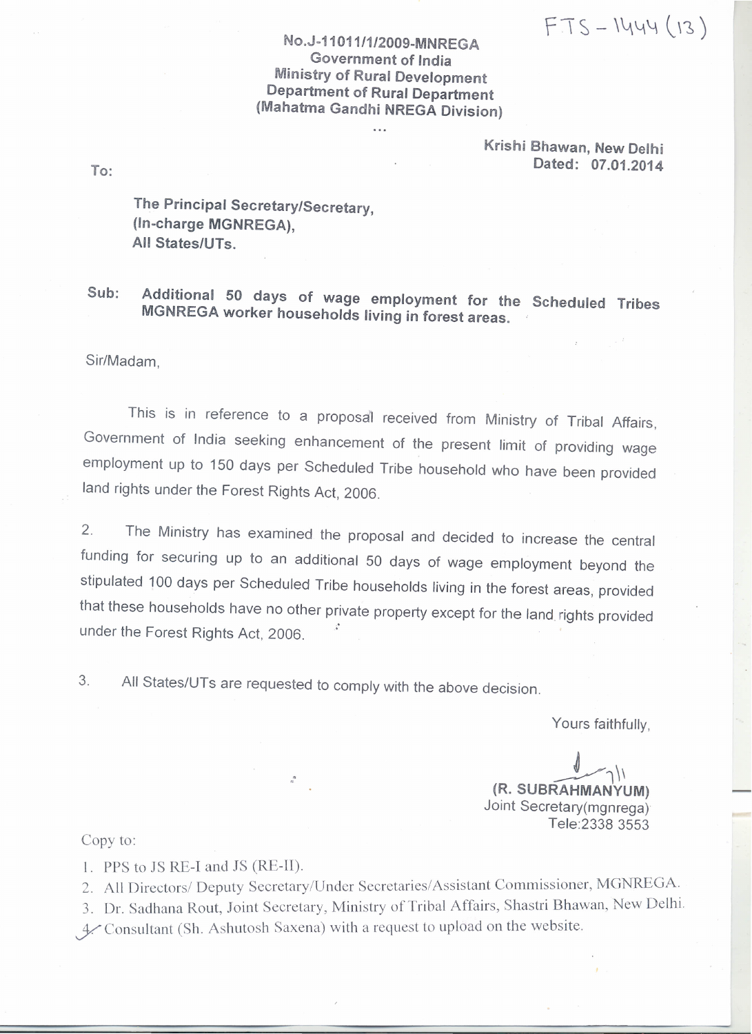FTS - 1444 (13)

No.J-11011/1/2009-MNREGA
Government of India
Ministry of Rural Development
Department of Rural Department
(Mahatma Gandhi NREGA Division)

...

Krishi Bhawan, New Delhi
Dated: 07.01.2014

To:

The Principal Secretary/Secretary,
(In-charge MGNREGA),
All States/UTs.

**Sub: Additional 50 days of wage employment for the Scheduled Tribes MGNREGA worker households living in forest areas.**

Sir/Madam,

This is in reference to a proposal received from Ministry of Tribal Affairs, Government of India seeking enhancement of the present limit of providing wage employment up to 150 days per Scheduled Tribe household who have been provided land rights under the Forest Rights Act, 2006.

2. The Ministry has examined the proposal and decided to increase the central funding for securing up to an additional 50 days of wage employment beyond the stipulated 100 days per Scheduled Tribe households living in the forest areas, provided that these households have no other private property except for the land rights provided under the Forest Rights Act, 2006.

3. All States/UTs are requested to comply with the above decision.

Yours faithfully,

(R. SUBRAHMANYUM)
Joint Secretary(mgnrega)
Tele:2338 3553

Copy to:

1. PPS to JS RE-I and JS (RE-II).
2. All Directors/ Deputy Secretary/Under Secretaries/Assistant Commissioner, MGNREGA.
3. Dr. Sadhana Rout, Joint Secretary, Ministry of Tribal Affairs, Shastri Bhawan, New Delhi.
4. Consultant (Sh. Ashutosh Saxena) with a request to upload on the website.